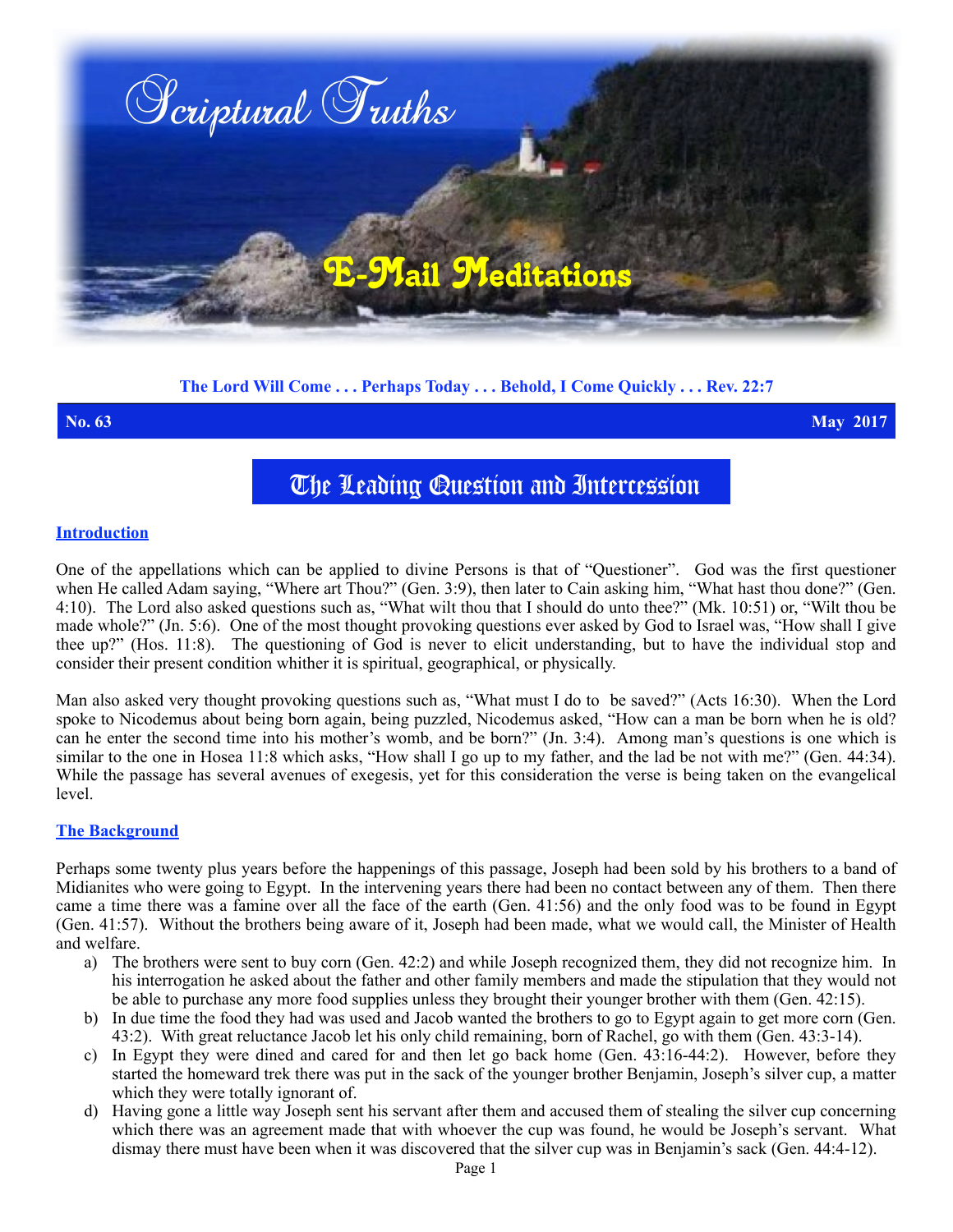# Scriptural Truths

## E-Mail Meditations

**The Lord Will Come . . . Perhaps Today . . . Behold, I Come Quickly . . . Rev. 22:7**

**No. 63** **May 2017**

# The Leading Question and Intercession

## Introduction

One of the appellations which can be applied to divine Persons is that of "Questioner". God was the first questioner when He called Adam saying, "Where art Thou?" (Gen. 3:9), then later to Cain asking him, "What hast thou done?" (Gen. 4:10). The Lord also asked questions such as, "What wilt thou that I should do unto thee?" (Mk. 10:51) or, "Wilt thou be made whole?" (Jn. 5:6). One of the most thought provoking questions ever asked by God to Israel was, "How shall I give thee up?" (Hos. 11:8). The questioning of God is never to elicit understanding, but to have the individual stop and consider their present condition whither it is spiritual, geographical, or physically.

Man also asked very thought provoking questions such as, "What must I do to be saved?" (Acts 16:30). When the Lord spoke to Nicodemus about being born again, being puzzled, Nicodemus asked, "How can a man be born when he is old? can he enter the second time into his mother's womb, and be born?" (Jn. 3:4). Among man's questions is one which is similar to the one in Hosea 11:8 which asks, "How shall I go up to my father, and the lad be not with me?" (Gen. 44:34). While the passage has several avenues of exegesis, yet for this consideration the verse is being taken on the evangelical level.

## The Background

Perhaps some twenty plus years before the happenings of this passage, Joseph had been sold by his brothers to a band of Midianites who were going to Egypt. In the intervening years there had been no contact between any of them. Then there came a time there was a famine over all the face of the earth (Gen. 41:56) and the only food was to be found in Egypt (Gen. 41:57). Without the brothers being aware of it, Joseph had been made, what we would call, the Minister of Health and welfare.

a) The brothers were sent to buy corn (Gen. 42:2) and while Joseph recognized them, they did not recognize him. In his interrogation he asked about the father and other family members and made the stipulation that they would not be able to purchase any more food supplies unless they brought their younger brother with them (Gen. 42:15).

b) In due time the food they had was used and Jacob wanted the brothers to go to Egypt again to get more corn (Gen. 43:2). With great reluctance Jacob let his only child remaining, born of Rachel, go with them (Gen. 43:3-14).

c) In Egypt they were dined and cared for and then let go back home (Gen. 43:16-44:2). However, before they started the homeward trek there was put in the sack of the younger brother Benjamin, Joseph's silver cup, a matter which they were totally ignorant of.

d) Having gone a little way Joseph sent his servant after them and accused them of stealing the silver cup concerning which there was an agreement made that with whoever the cup was found, he would be Joseph's servant. What dismay there must have been when it was discovered that the silver cup was in Benjamin's sack (Gen. 44:4-12).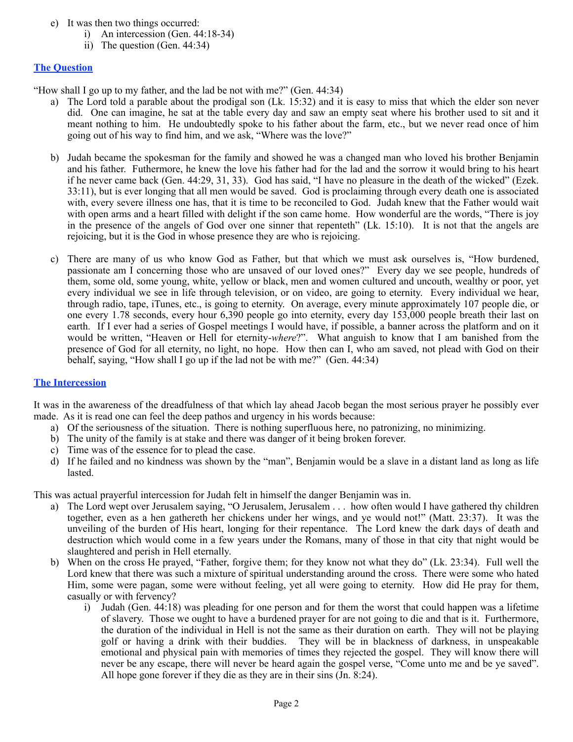e) It was then two things occurred:
   i) An intercession (Gen. 44:18-34)
   ii) The question (Gen. 44:34)

## The Question

"How shall I go up to my father, and the lad be not with me?" (Gen. 44:34)

a) The Lord told a parable about the prodigal son (Lk. 15:32) and it is easy to miss that which the elder son never did. One can imagine, he sat at the table every day and saw an empty seat where his brother used to sit and it meant nothing to him. He undoubtedly spoke to his father about the farm, etc., but we never read once of him going out of his way to find him, and we ask, "Where was the love?"

b) Judah became the spokesman for the family and showed he was a changed man who loved his brother Benjamin and his father. Futhermore, he knew the love his father had for the lad and the sorrow it would bring to his heart if he never came back (Gen. 44:29, 31, 33). God has said, "I have no pleasure in the death of the wicked" (Ezek. 33:11), but is ever longing that all men would be saved. God is proclaiming through every death one is associated with, every severe illness one has, that it is time to be reconciled to God. Judah knew that the Father would wait with open arms and a heart filled with delight if the son came home. How wonderful are the words, "There is joy in the presence of the angels of God over one sinner that repenteth" (Lk. 15:10). It is not that the angels are rejoicing, but it is the God in whose presence they are who is rejoicing.

c) There are many of us who know God as Father, but that which we must ask ourselves is, "How burdened, passionate am I concerning those who are unsaved of our loved ones?" Every day we see people, hundreds of them, some old, some young, white, yellow or black, men and women cultured and uncouth, wealthy or poor, yet every individual we see in life through television, or on video, are going to eternity. Every individual we hear, through radio, tape, iTunes, etc., is going to eternity. On average, every minute approximately 107 people die, or one every 1.78 seconds, every hour 6,390 people go into eternity, every day 153,000 people breath their last on earth. If I ever had a series of Gospel meetings I would have, if possible, a banner across the platform and on it would be written, "Heaven or Hell for eternity-*where*?". What anguish to know that I am banished from the presence of God for all eternity, no light, no hope. How then can I, who am saved, not plead with God on their behalf, saying, "How shall I go up if the lad not be with me?" (Gen. 44:34)

## The Intercession

It was in the awareness of the dreadfulness of that which lay ahead Jacob began the most serious prayer he possibly ever made. As it is read one can feel the deep pathos and urgency in his words because:

a) Of the seriousness of the situation. There is nothing superfluous here, no patronizing, no minimizing.
b) The unity of the family is at stake and there was danger of it being broken forever.
c) Time was of the essence for to plead the case.
d) If he failed and no kindness was shown by the "man", Benjamin would be a slave in a distant land as long as life lasted.

This was actual prayerful intercession for Judah felt in himself the danger Benjamin was in.

a) The Lord wept over Jerusalem saying, "O Jerusalem, Jerusalem . . . how often would I have gathered thy children together, even as a hen gathereth her chickens under her wings, and ye would not!" (Matt. 23:37). It was the unveiling of the burden of His heart, longing for their repentance. The Lord knew the dark days of death and destruction which would come in a few years under the Romans, many of those in that city that night would be slaughtered and perish in Hell eternally.
b) When on the cross He prayed, "Father, forgive them; for they know not what they do" (Lk. 23:34). Full well the Lord knew that there was such a mixture of spiritual understanding around the cross. There were some who hated Him, some were pagan, some were without feeling, yet all were going to eternity. How did He pray for them, casually or with fervency?
   i) Judah (Gen. 44:18) was pleading for one person and for them the worst that could happen was a lifetime of slavery. Those we ought to have a burdened prayer for are not going to die and that is it. Furthermore, the duration of the individual in Hell is not the same as their duration on earth. They will not be playing golf or having a drink with their buddies. They will be in blackness of darkness, in unspeakable emotional and physical pain with memories of times they rejected the gospel. They will know there will never be any escape, there will never be heard again the gospel verse, "Come unto me and be ye saved". All hope gone forever if they die as they are in their sins (Jn. 8:24).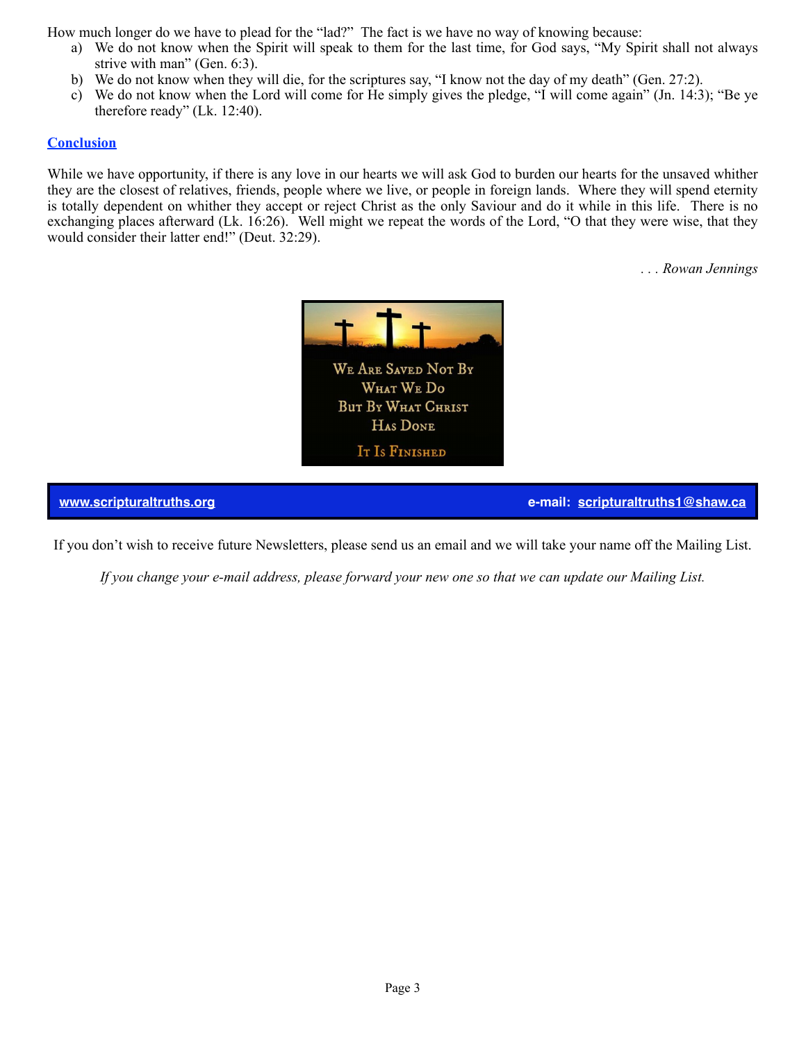How much longer do we have to plead for the "lad?" The fact is we have no way of knowing because:

a) We do not know when the Spirit will speak to them for the last time, for God says, "My Spirit shall not always strive with man" (Gen. 6:3).
b) We do not know when they will die, for the scriptures say, "I know not the day of my death" (Gen. 27:2).
c) We do not know when the Lord will come for He simply gives the pledge, "I will come again" (Jn. 14:3); "Be ye therefore ready" (Lk. 12:40).

## Conclusion

While we have opportunity, if there is any love in our hearts we will ask God to burden our hearts for the unsaved whither they are the closest of relatives, friends, people where we live, or people in foreign lands. Where they will spend eternity is totally dependent on whither they accept or reject Christ as the only Saviour and do it while in this life. There is no exchanging places afterward (Lk. 16:26). Well might we repeat the words of the Lord, "O that they were wise, that they would consider their latter end!" (Deut. 32:29).

*. . . Rowan Jennings*

WE ARE SAVED NOT BY
WHAT WE DO
BUT BY WHAT CHRIST
HAS DONE

IT IS FINISHED

**www.scripturaltruths.org** **e-mail: scripturaltruths1@shaw.ca**

If you don't wish to receive future Newsletters, please send us an email and we will take your name off the Mailing List.

*If you change your e-mail address, please forward your new one so that we can update our Mailing List.*